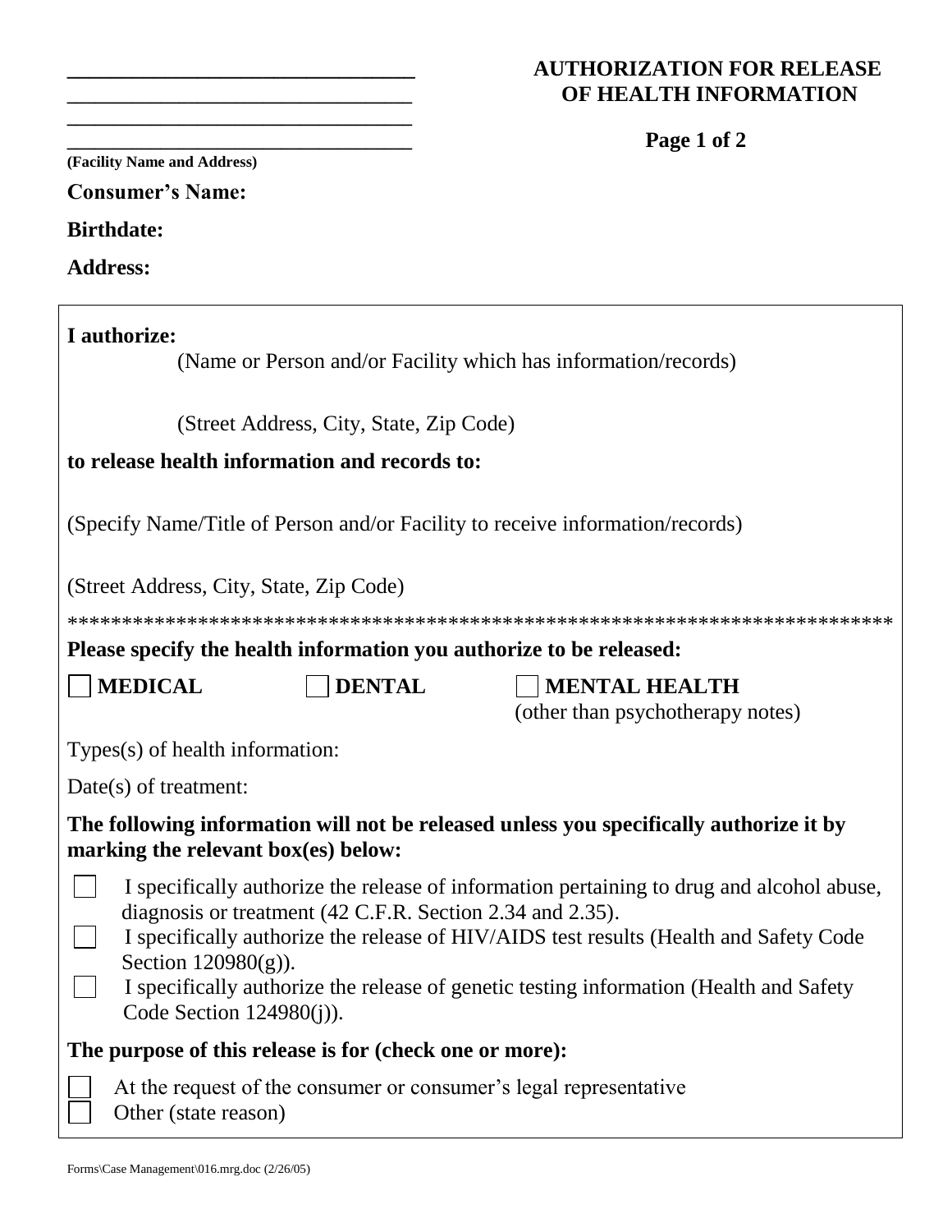______________________________
______________________________
______________________________
______________________________
**(Facility Name and Address)**

# AUTHORIZATION FOR RELEASE OF HEALTH INFORMATION

**Consumer's Name:**

**Birthdate:**

**Address:**

**I authorize:**

(Name or Person and/or Facility which has information/records)

(Street Address, City, State, Zip Code)

**to release health information and records to:**

(Specify Name/Title of Person and/or Facility to receive information/records)

(Street Address, City, State, Zip Code)

****************************************************************************

**Please specify the health information you authorize to be released:**

☐ **MEDICAL** ☐ **DENTAL** ☐ **MENTAL HEALTH** (other than psychotherapy notes)

Types(s) of health information:

Date(s) of treatment:

**The following information will not be released unless you specifically authorize it by marking the relevant box(es) below:**

☐ I specifically authorize the release of information pertaining to drug and alcohol abuse, diagnosis or treatment (42 C.F.R. Section 2.34 and 2.35).

☐ I specifically authorize the release of HIV/AIDS test results (Health and Safety Code Section 120980(g)).

☐ I specifically authorize the release of genetic testing information (Health and Safety Code Section 124980(j)).

**The purpose of this release is for (check one or more):**

☐ At the request of the consumer or consumer's legal representative

☐ Other (state reason)

Forms\Case Management\016.mrg.doc (2/26/05)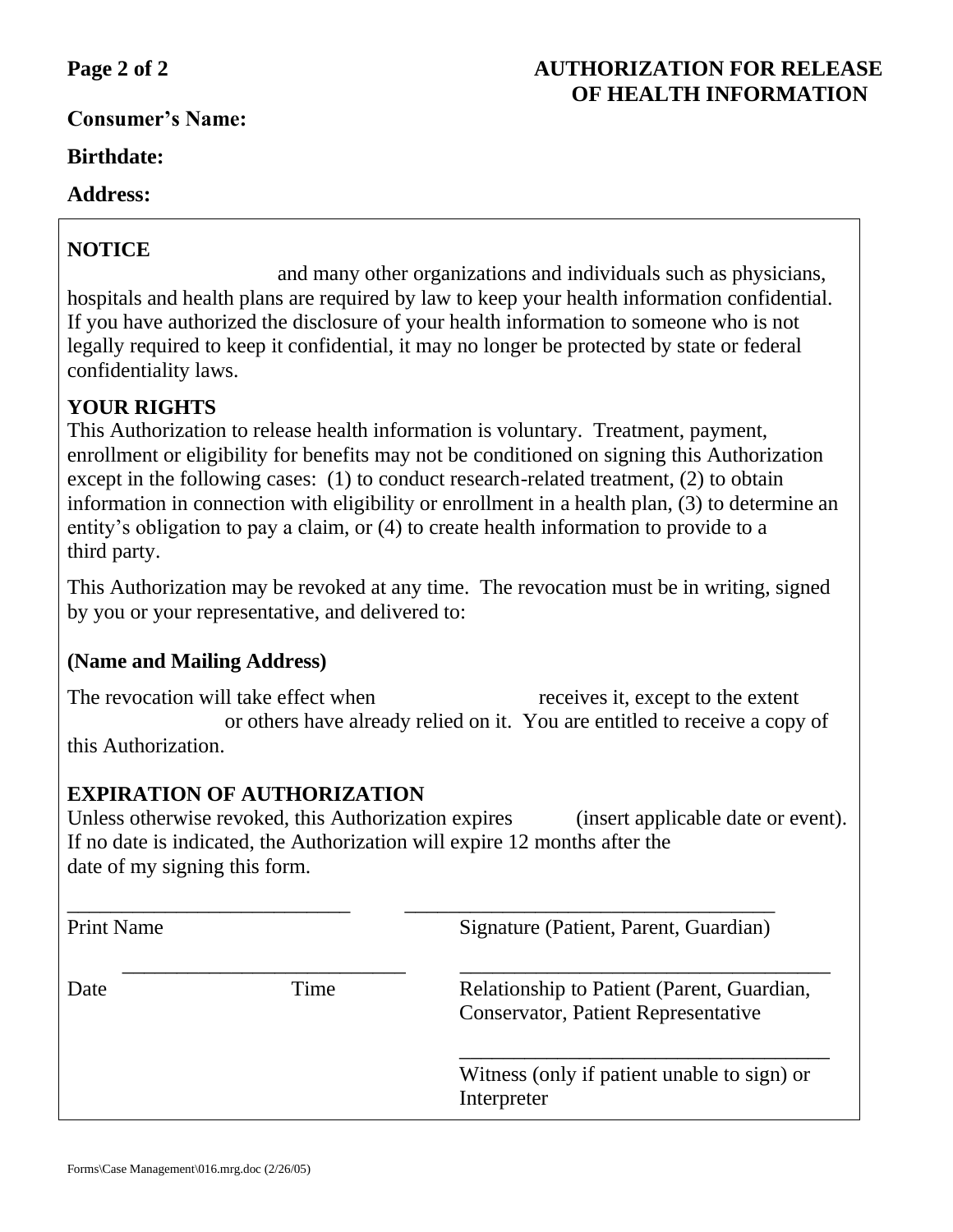# AUTHORIZATION FOR RELEASE OF HEALTH INFORMATION

**Consumer's Name:**

**Birthdate:**

**Address:**

## NOTICE

and many other organizations and individuals such as physicians, hospitals and health plans are required by law to keep your health information confidential. If you have authorized the disclosure of your health information to someone who is not legally required to keep it confidential, it may no longer be protected by state or federal confidentiality laws.

## YOUR RIGHTS

This Authorization to release health information is voluntary. Treatment, payment, enrollment or eligibility for benefits may not be conditioned on signing this Authorization except in the following cases: (1) to conduct research-related treatment, (2) to obtain information in connection with eligibility or enrollment in a health plan, (3) to determine an entity's obligation to pay a claim, or (4) to create health information to provide to a third party.

This Authorization may be revoked at any time. The revocation must be in writing, signed by you or your representative, and delivered to:

**(Name and Mailing Address)**

The revocation will take effect when receives it, except to the extent or others have already relied on it. You are entitled to receive a copy of this Authorization.

## EXPIRATION OF AUTHORIZATION

Unless otherwise revoked, this Authorization expires (insert applicable date or event). If no date is indicated, the Authorization will expire 12 months after the date of my signing this form.

___________________________ ___________________________________

Print Name Signature (Patient, Parent, Guardian)

___________________________ ___________________________________

Date Time Relationship to Patient (Parent, Guardian, Conservator, Patient Representative

___________________________________

Witness (only if patient unable to sign) or Interpreter

Forms\Case Management\016.mrg.doc (2/26/05)